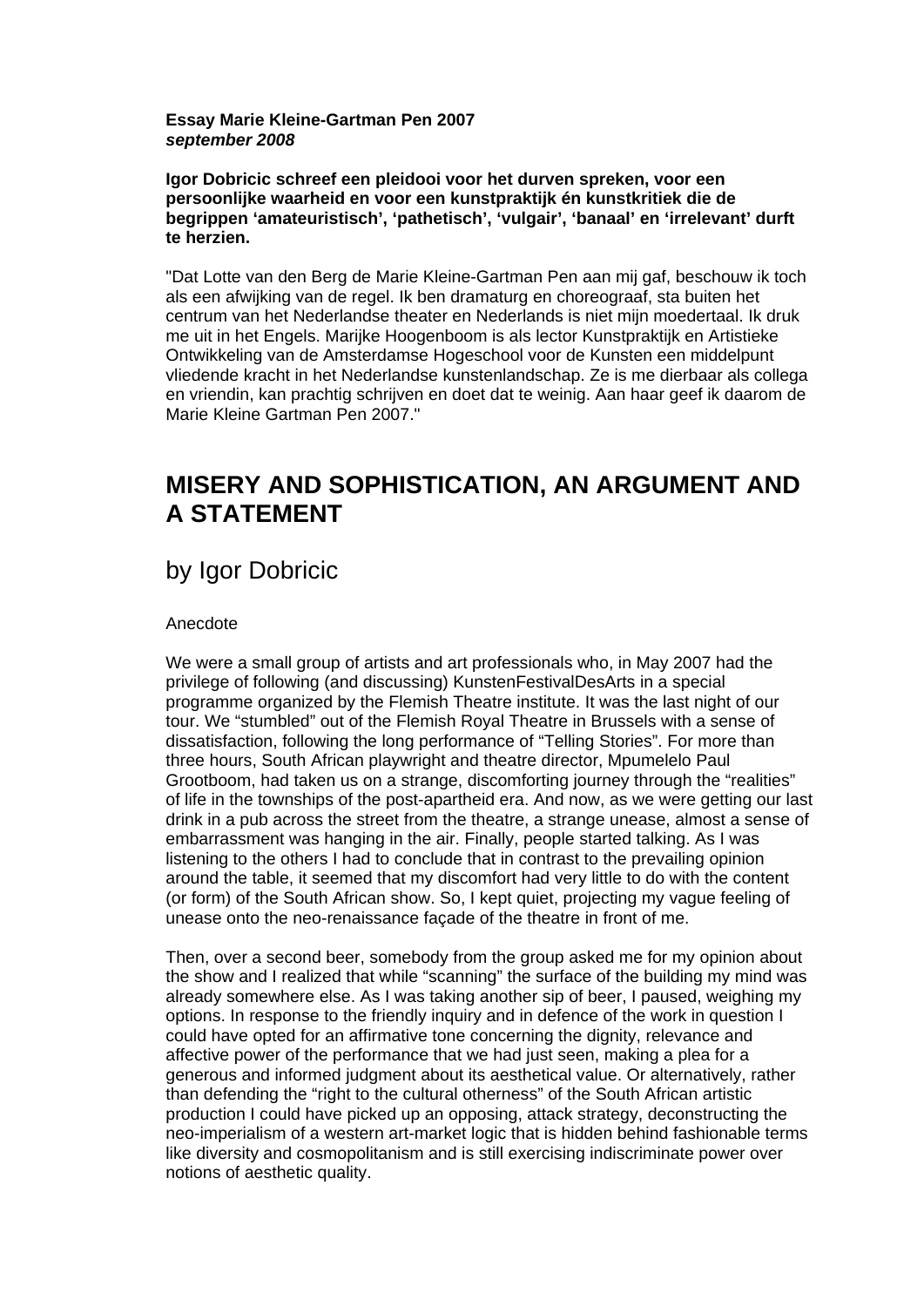**Essay Marie Kleine-Gartman Pen 2007**
***september 2008***

**Igor Dobricic schreef een pleidooi voor het durven spreken, voor een persoonlijke waarheid en voor een kunstpraktijk én kunstkritiek die de begrippen 'amateuristisch', 'pathetisch', 'vulgair', 'banaal' en 'irrelevant' durft te herzien.**

"Dat Lotte van den Berg de Marie Kleine-Gartman Pen aan mij gaf, beschouw ik toch als een afwijking van de regel. Ik ben dramaturg en choreograaf, sta buiten het centrum van het Nederlandse theater en Nederlands is niet mijn moedertaal. Ik druk me uit in het Engels. Marijke Hoogenboom is als lector Kunstpraktijk en Artistieke Ontwikkeling van de Amsterdamse Hogeschool voor de Kunsten een middelpunt vliedende kracht in het Nederlandse kunstenlandschap. Ze is me dierbaar als collega en vriendin, kan prachtig schrijven en doet dat te weinig. Aan haar geef ik daarom de Marie Kleine Gartman Pen 2007."

# MISERY AND SOPHISTICATION, AN ARGUMENT AND A STATEMENT

## by Igor Dobricic

Anecdote

We were a small group of artists and art professionals who, in May 2007 had the privilege of following (and discussing) KunstenFestivalDesArts in a special programme organized by the Flemish Theatre institute. It was the last night of our tour. We "stumbled" out of the Flemish Royal Theatre in Brussels with a sense of dissatisfaction, following the long performance of "Telling Stories". For more than three hours, South African playwright and theatre director, Mpumelelo Paul Grootboom, had taken us on a strange, discomforting journey through the "realities" of life in the townships of the post-apartheid era. And now, as we were getting our last drink in a pub across the street from the theatre, a strange unease, almost a sense of embarrassment was hanging in the air. Finally, people started talking. As I was listening to the others I had to conclude that in contrast to the prevailing opinion around the table, it seemed that my discomfort had very little to do with the content (or form) of the South African show. So, I kept quiet, projecting my vague feeling of unease onto the neo-renaissance façade of the theatre in front of me.

Then, over a second beer, somebody from the group asked me for my opinion about the show and I realized that while "scanning" the surface of the building my mind was already somewhere else. As I was taking another sip of beer, I paused, weighing my options. In response to the friendly inquiry and in defence of the work in question I could have opted for an affirmative tone concerning the dignity, relevance and affective power of the performance that we had just seen, making a plea for a generous and informed judgment about its aesthetical value. Or alternatively, rather than defending the "right to the cultural otherness" of the South African artistic production I could have picked up an opposing, attack strategy, deconstructing the neo-imperialism of a western art-market logic that is hidden behind fashionable terms like diversity and cosmopolitanism and is still exercising indiscriminate power over notions of aesthetic quality.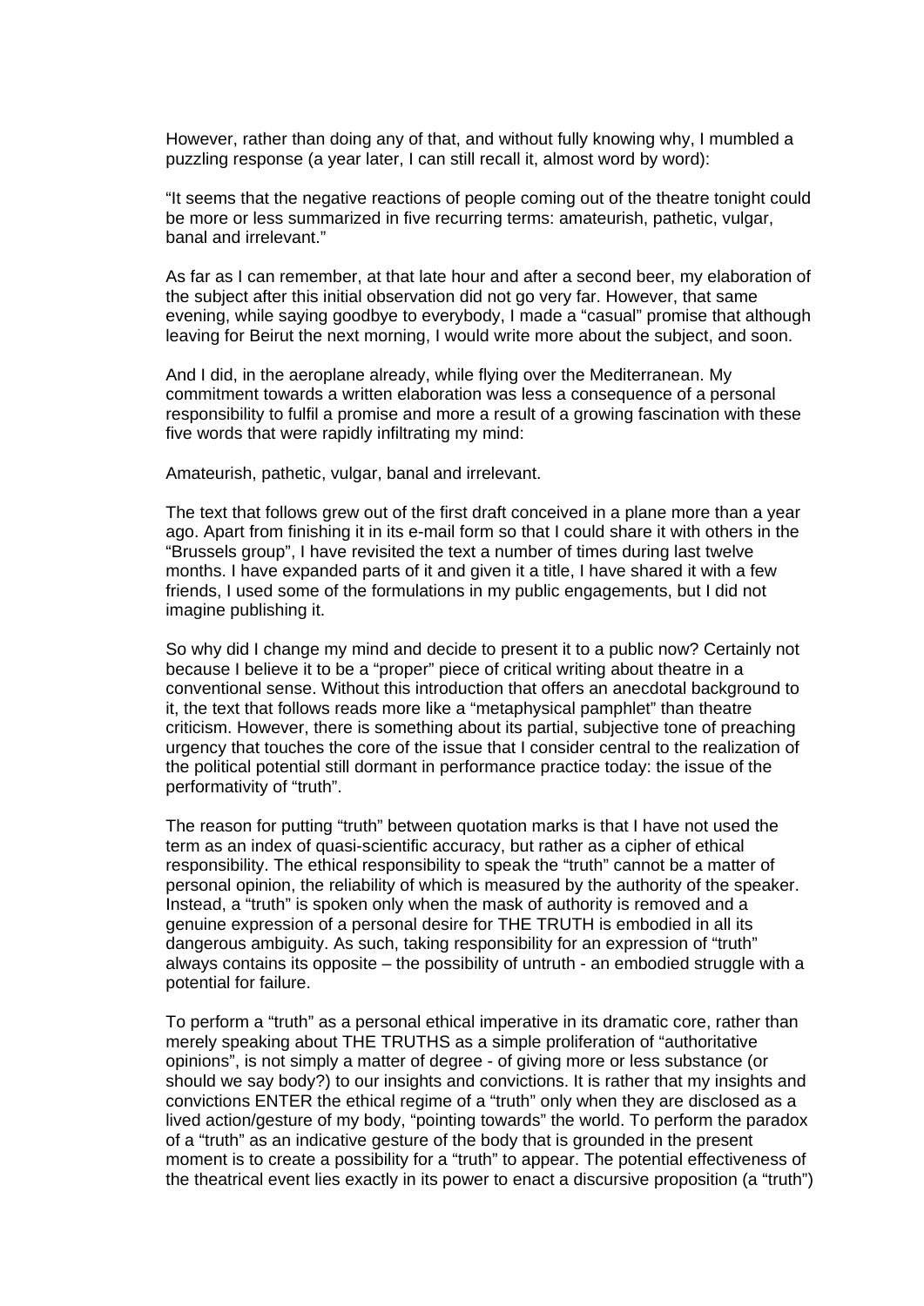However, rather than doing any of that, and without fully knowing why, I mumbled a puzzling response (a year later, I can still recall it, almost word by word):

"It seems that the negative reactions of people coming out of the theatre tonight could be more or less summarized in five recurring terms: amateurish, pathetic, vulgar, banal and irrelevant."

As far as I can remember, at that late hour and after a second beer, my elaboration of the subject after this initial observation did not go very far. However, that same evening, while saying goodbye to everybody, I made a "casual" promise that although leaving for Beirut the next morning, I would write more about the subject, and soon.

And I did, in the aeroplane already, while flying over the Mediterranean. My commitment towards a written elaboration was less a consequence of a personal responsibility to fulfil a promise and more a result of a growing fascination with these five words that were rapidly infiltrating my mind:

Amateurish, pathetic, vulgar, banal and irrelevant.

The text that follows grew out of the first draft conceived in a plane more than a year ago. Apart from finishing it in its e-mail form so that I could share it with others in the "Brussels group", I have revisited the text a number of times during last twelve months. I have expanded parts of it and given it a title, I have shared it with a few friends, I used some of the formulations in my public engagements, but I did not imagine publishing it.

So why did I change my mind and decide to present it to a public now? Certainly not because I believe it to be a "proper" piece of critical writing about theatre in a conventional sense. Without this introduction that offers an anecdotal background to it, the text that follows reads more like a "metaphysical pamphlet" than theatre criticism. However, there is something about its partial, subjective tone of preaching urgency that touches the core of the issue that I consider central to the realization of the political potential still dormant in performance practice today: the issue of the performativity of "truth".

The reason for putting "truth" between quotation marks is that I have not used the term as an index of quasi-scientific accuracy, but rather as a cipher of ethical responsibility. The ethical responsibility to speak the "truth" cannot be a matter of personal opinion, the reliability of which is measured by the authority of the speaker. Instead, a "truth" is spoken only when the mask of authority is removed and a genuine expression of a personal desire for THE TRUTH is embodied in all its dangerous ambiguity. As such, taking responsibility for an expression of "truth" always contains its opposite – the possibility of untruth - an embodied struggle with a potential for failure.

To perform a "truth" as a personal ethical imperative in its dramatic core, rather than merely speaking about THE TRUTHS as a simple proliferation of "authoritative opinions", is not simply a matter of degree - of giving more or less substance (or should we say body?) to our insights and convictions. It is rather that my insights and convictions ENTER the ethical regime of a "truth" only when they are disclosed as a lived action/gesture of my body, "pointing towards" the world. To perform the paradox of a "truth" as an indicative gesture of the body that is grounded in the present moment is to create a possibility for a "truth" to appear. The potential effectiveness of the theatrical event lies exactly in its power to enact a discursive proposition (a "truth")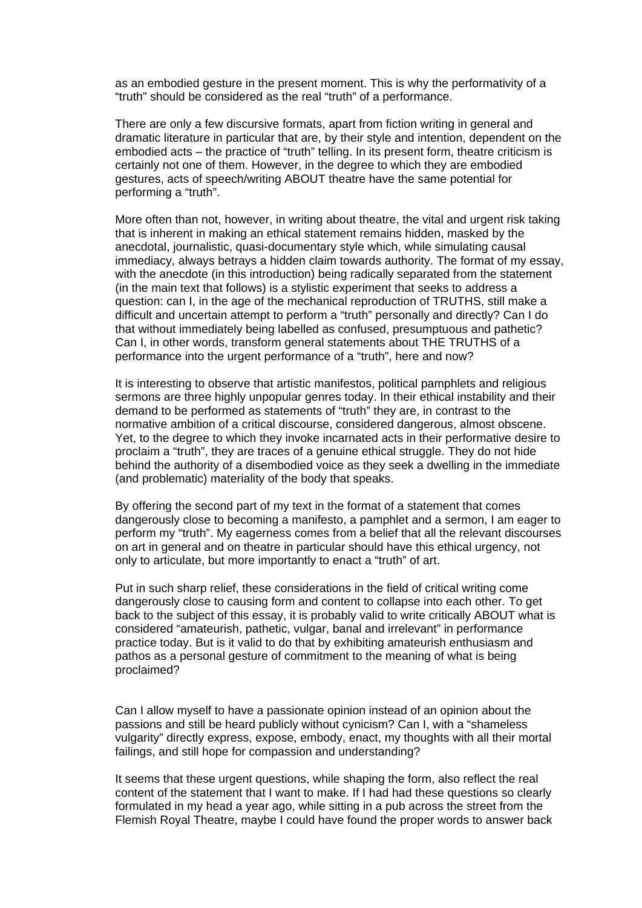as an embodied gesture in the present moment. This is why the performativity of a "truth" should be considered as the real "truth" of a performance.

There are only a few discursive formats, apart from fiction writing in general and dramatic literature in particular that are, by their style and intention, dependent on the embodied acts – the practice of "truth" telling. In its present form, theatre criticism is certainly not one of them. However, in the degree to which they are embodied gestures, acts of speech/writing ABOUT theatre have the same potential for performing a "truth".

More often than not, however, in writing about theatre, the vital and urgent risk taking that is inherent in making an ethical statement remains hidden, masked by the anecdotal, journalistic, quasi-documentary style which, while simulating causal immediacy, always betrays a hidden claim towards authority. The format of my essay, with the anecdote (in this introduction) being radically separated from the statement (in the main text that follows) is a stylistic experiment that seeks to address a question: can I, in the age of the mechanical reproduction of TRUTHS, still make a difficult and uncertain attempt to perform a "truth" personally and directly? Can I do that without immediately being labelled as confused, presumptuous and pathetic? Can I, in other words, transform general statements about THE TRUTHS of a performance into the urgent performance of a "truth", here and now?

It is interesting to observe that artistic manifestos, political pamphlets and religious sermons are three highly unpopular genres today. In their ethical instability and their demand to be performed as statements of "truth" they are, in contrast to the normative ambition of a critical discourse, considered dangerous, almost obscene. Yet, to the degree to which they invoke incarnated acts in their performative desire to proclaim a "truth", they are traces of a genuine ethical struggle. They do not hide behind the authority of a disembodied voice as they seek a dwelling in the immediate (and problematic) materiality of the body that speaks.

By offering the second part of my text in the format of a statement that comes dangerously close to becoming a manifesto, a pamphlet and a sermon, I am eager to perform my "truth". My eagerness comes from a belief that all the relevant discourses on art in general and on theatre in particular should have this ethical urgency, not only to articulate, but more importantly to enact a "truth" of art.

Put in such sharp relief, these considerations in the field of critical writing come dangerously close to causing form and content to collapse into each other. To get back to the subject of this essay, it is probably valid to write critically ABOUT what is considered "amateurish, pathetic, vulgar, banal and irrelevant" in performance practice today. But is it valid to do that by exhibiting amateurish enthusiasm and pathos as a personal gesture of commitment to the meaning of what is being proclaimed?

Can I allow myself to have a passionate opinion instead of an opinion about the passions and still be heard publicly without cynicism? Can I, with a "shameless vulgarity" directly express, expose, embody, enact, my thoughts with all their mortal failings, and still hope for compassion and understanding?

It seems that these urgent questions, while shaping the form, also reflect the real content of the statement that I want to make. If I had had these questions so clearly formulated in my head a year ago, while sitting in a pub across the street from the Flemish Royal Theatre, maybe I could have found the proper words to answer back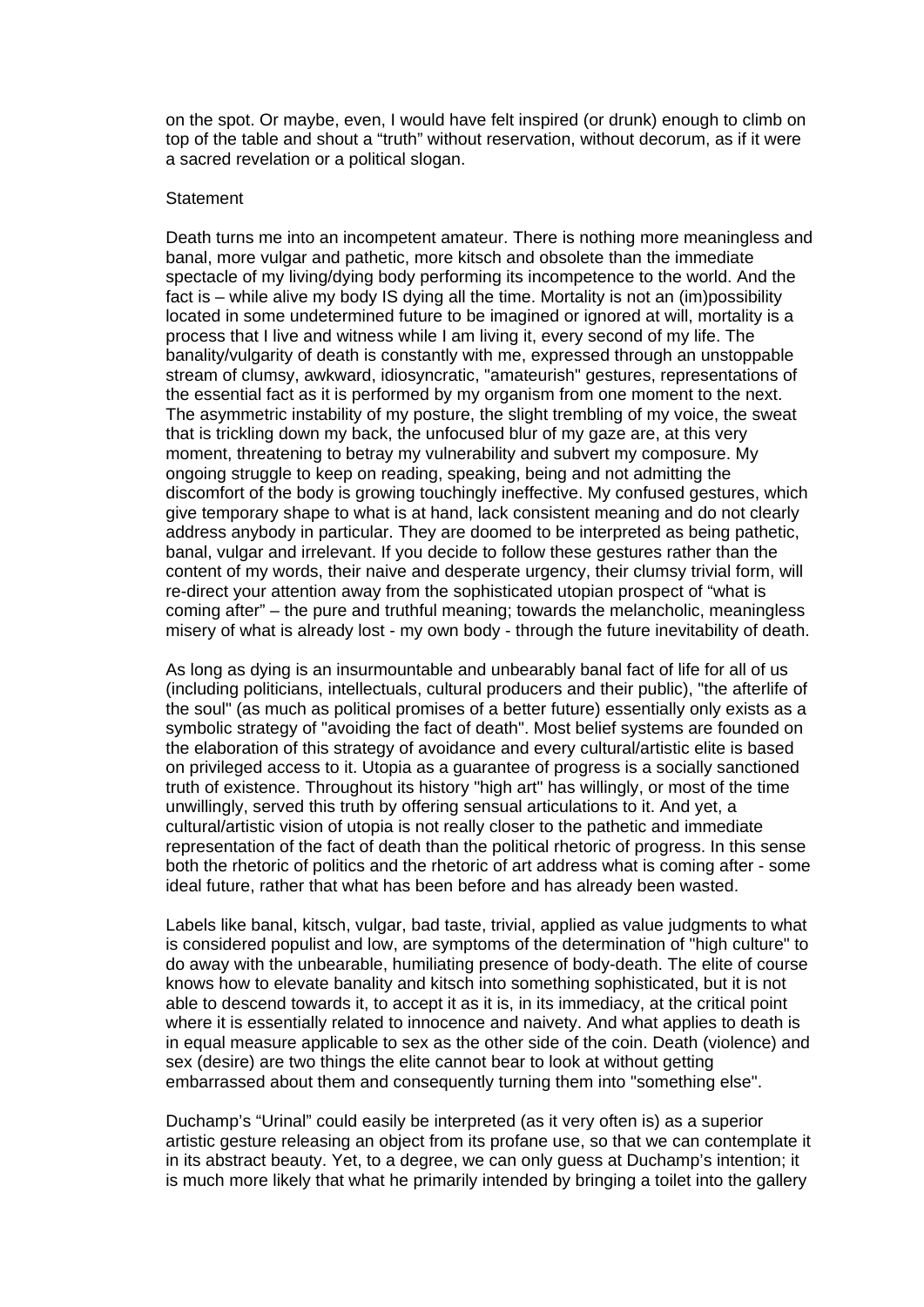on the spot. Or maybe, even, I would have felt inspired (or drunk) enough to climb on top of the table and shout a "truth" without reservation, without decorum, as if it were a sacred revelation or a political slogan.

## Statement

Death turns me into an incompetent amateur. There is nothing more meaningless and banal, more vulgar and pathetic, more kitsch and obsolete than the immediate spectacle of my living/dying body performing its incompetence to the world. And the fact is – while alive my body IS dying all the time. Mortality is not an (im)possibility located in some undetermined future to be imagined or ignored at will, mortality is a process that I live and witness while I am living it, every second of my life. The banality/vulgarity of death is constantly with me, expressed through an unstoppable stream of clumsy, awkward, idiosyncratic, "amateurish" gestures, representations of the essential fact as it is performed by my organism from one moment to the next. The asymmetric instability of my posture, the slight trembling of my voice, the sweat that is trickling down my back, the unfocused blur of my gaze are, at this very moment, threatening to betray my vulnerability and subvert my composure. My ongoing struggle to keep on reading, speaking, being and not admitting the discomfort of the body is growing touchingly ineffective. My confused gestures, which give temporary shape to what is at hand, lack consistent meaning and do not clearly address anybody in particular. They are doomed to be interpreted as being pathetic, banal, vulgar and irrelevant. If you decide to follow these gestures rather than the content of my words, their naive and desperate urgency, their clumsy trivial form, will re-direct your attention away from the sophisticated utopian prospect of "what is coming after" – the pure and truthful meaning; towards the melancholic, meaningless misery of what is already lost - my own body - through the future inevitability of death.

As long as dying is an insurmountable and unbearably banal fact of life for all of us (including politicians, intellectuals, cultural producers and their public), "the afterlife of the soul" (as much as political promises of a better future) essentially only exists as a symbolic strategy of "avoiding the fact of death". Most belief systems are founded on the elaboration of this strategy of avoidance and every cultural/artistic elite is based on privileged access to it. Utopia as a guarantee of progress is a socially sanctioned truth of existence. Throughout its history "high art" has willingly, or most of the time unwillingly, served this truth by offering sensual articulations to it. And yet, a cultural/artistic vision of utopia is not really closer to the pathetic and immediate representation of the fact of death than the political rhetoric of progress. In this sense both the rhetoric of politics and the rhetoric of art address what is coming after - some ideal future, rather that what has been before and has already been wasted.

Labels like banal, kitsch, vulgar, bad taste, trivial, applied as value judgments to what is considered populist and low, are symptoms of the determination of "high culture" to do away with the unbearable, humiliating presence of body-death. The elite of course knows how to elevate banality and kitsch into something sophisticated, but it is not able to descend towards it, to accept it as it is, in its immediacy, at the critical point where it is essentially related to innocence and naivety. And what applies to death is in equal measure applicable to sex as the other side of the coin. Death (violence) and sex (desire) are two things the elite cannot bear to look at without getting embarrassed about them and consequently turning them into "something else".

Duchamp's "Urinal" could easily be interpreted (as it very often is) as a superior artistic gesture releasing an object from its profane use, so that we can contemplate it in its abstract beauty. Yet, to a degree, we can only guess at Duchamp's intention; it is much more likely that what he primarily intended by bringing a toilet into the gallery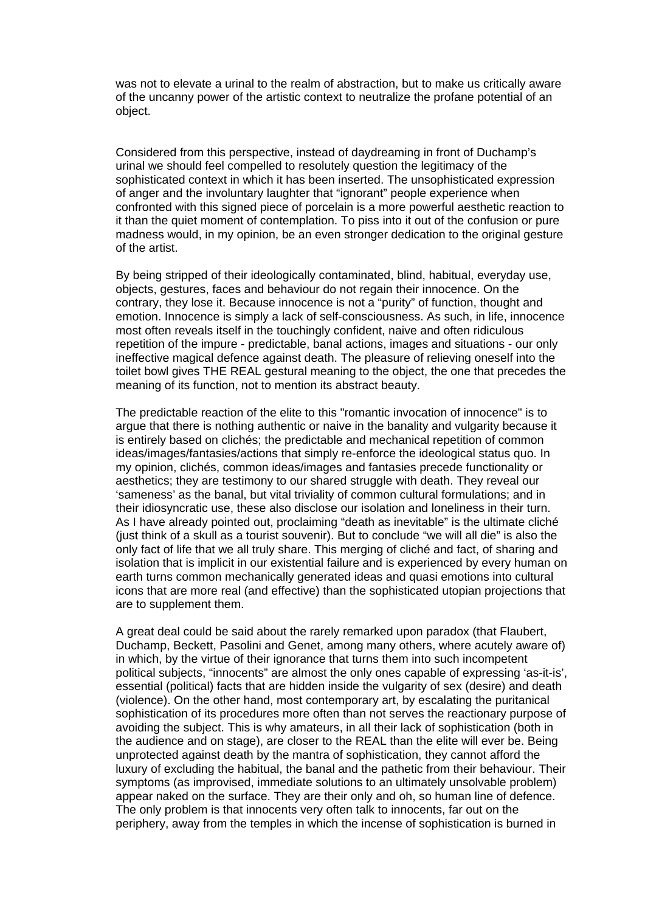was not to elevate a urinal to the realm of abstraction, but to make us critically aware of the uncanny power of the artistic context to neutralize the profane potential of an object.

Considered from this perspective, instead of daydreaming in front of Duchamp's urinal we should feel compelled to resolutely question the legitimacy of the sophisticated context in which it has been inserted. The unsophisticated expression of anger and the involuntary laughter that "ignorant" people experience when confronted with this signed piece of porcelain is a more powerful aesthetic reaction to it than the quiet moment of contemplation. To piss into it out of the confusion or pure madness would, in my opinion, be an even stronger dedication to the original gesture of the artist.

By being stripped of their ideologically contaminated, blind, habitual, everyday use, objects, gestures, faces and behaviour do not regain their innocence. On the contrary, they lose it. Because innocence is not a "purity" of function, thought and emotion. Innocence is simply a lack of self-consciousness. As such, in life, innocence most often reveals itself in the touchingly confident, naive and often ridiculous repetition of the impure - predictable, banal actions, images and situations - our only ineffective magical defence against death. The pleasure of relieving oneself into the toilet bowl gives THE REAL gestural meaning to the object, the one that precedes the meaning of its function, not to mention its abstract beauty.

The predictable reaction of the elite to this "romantic invocation of innocence" is to argue that there is nothing authentic or naive in the banality and vulgarity because it is entirely based on clichés; the predictable and mechanical repetition of common ideas/images/fantasies/actions that simply re-enforce the ideological status quo. In my opinion, clichés, common ideas/images and fantasies precede functionality or aesthetics; they are testimony to our shared struggle with death. They reveal our 'sameness' as the banal, but vital triviality of common cultural formulations; and in their idiosyncratic use, these also disclose our isolation and loneliness in their turn. As I have already pointed out, proclaiming "death as inevitable" is the ultimate cliché (just think of a skull as a tourist souvenir). But to conclude "we will all die" is also the only fact of life that we all truly share. This merging of cliché and fact, of sharing and isolation that is implicit in our existential failure and is experienced by every human on earth turns common mechanically generated ideas and quasi emotions into cultural icons that are more real (and effective) than the sophisticated utopian projections that are to supplement them.

A great deal could be said about the rarely remarked upon paradox (that Flaubert, Duchamp, Beckett, Pasolini and Genet, among many others, where acutely aware of) in which, by the virtue of their ignorance that turns them into such incompetent political subjects, "innocents" are almost the only ones capable of expressing 'as-it-is', essential (political) facts that are hidden inside the vulgarity of sex (desire) and death (violence). On the other hand, most contemporary art, by escalating the puritanical sophistication of its procedures more often than not serves the reactionary purpose of avoiding the subject. This is why amateurs, in all their lack of sophistication (both in the audience and on stage), are closer to the REAL than the elite will ever be. Being unprotected against death by the mantra of sophistication, they cannot afford the luxury of excluding the habitual, the banal and the pathetic from their behaviour. Their symptoms (as improvised, immediate solutions to an ultimately unsolvable problem) appear naked on the surface. They are their only and oh, so human line of defence. The only problem is that innocents very often talk to innocents, far out on the periphery, away from the temples in which the incense of sophistication is burned in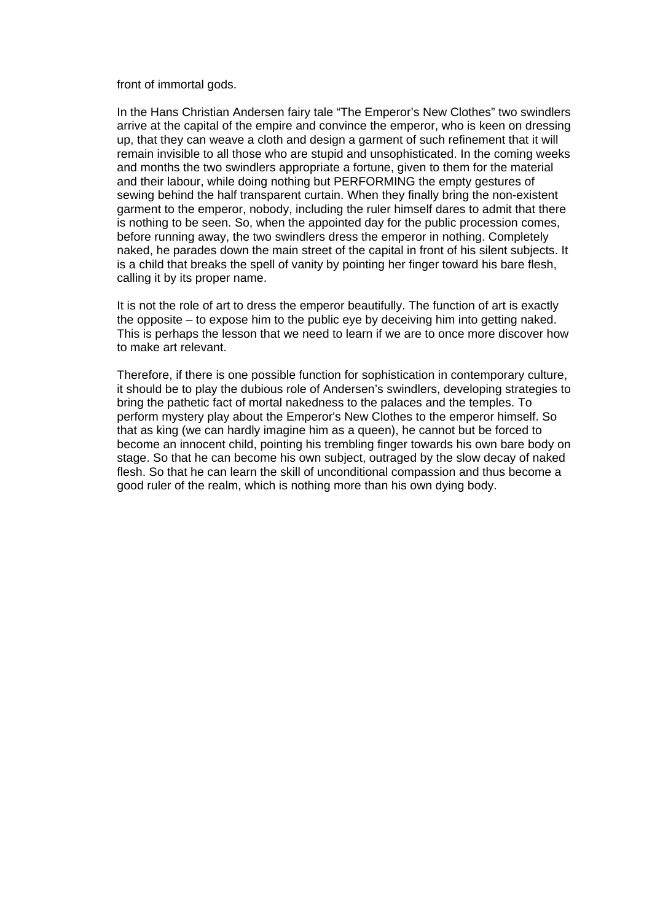front of immortal gods.

In the Hans Christian Andersen fairy tale “The Emperor’s New Clothes” two swindlers arrive at the capital of the empire and convince the emperor, who is keen on dressing up, that they can weave a cloth and design a garment of such refinement that it will remain invisible to all those who are stupid and unsophisticated. In the coming weeks and months the two swindlers appropriate a fortune, given to them for the material and their labour, while doing nothing but PERFORMING the empty gestures of sewing behind the half transparent curtain. When they finally bring the non-existent garment to the emperor, nobody, including the ruler himself dares to admit that there is nothing to be seen. So, when the appointed day for the public procession comes, before running away, the two swindlers dress the emperor in nothing. Completely naked, he parades down the main street of the capital in front of his silent subjects. It is a child that breaks the spell of vanity by pointing her finger toward his bare flesh, calling it by its proper name.

It is not the role of art to dress the emperor beautifully. The function of art is exactly the opposite – to expose him to the public eye by deceiving him into getting naked. This is perhaps the lesson that we need to learn if we are to once more discover how to make art relevant.

Therefore, if there is one possible function for sophistication in contemporary culture, it should be to play the dubious role of Andersen’s swindlers, developing strategies to bring the pathetic fact of mortal nakedness to the palaces and the temples. To perform mystery play about the Emperor's New Clothes to the emperor himself. So that as king (we can hardly imagine him as a queen), he cannot but be forced to become an innocent child, pointing his trembling finger towards his own bare body on stage. So that he can become his own subject, outraged by the slow decay of naked flesh. So that he can learn the skill of unconditional compassion and thus become a good ruler of the realm, which is nothing more than his own dying body.